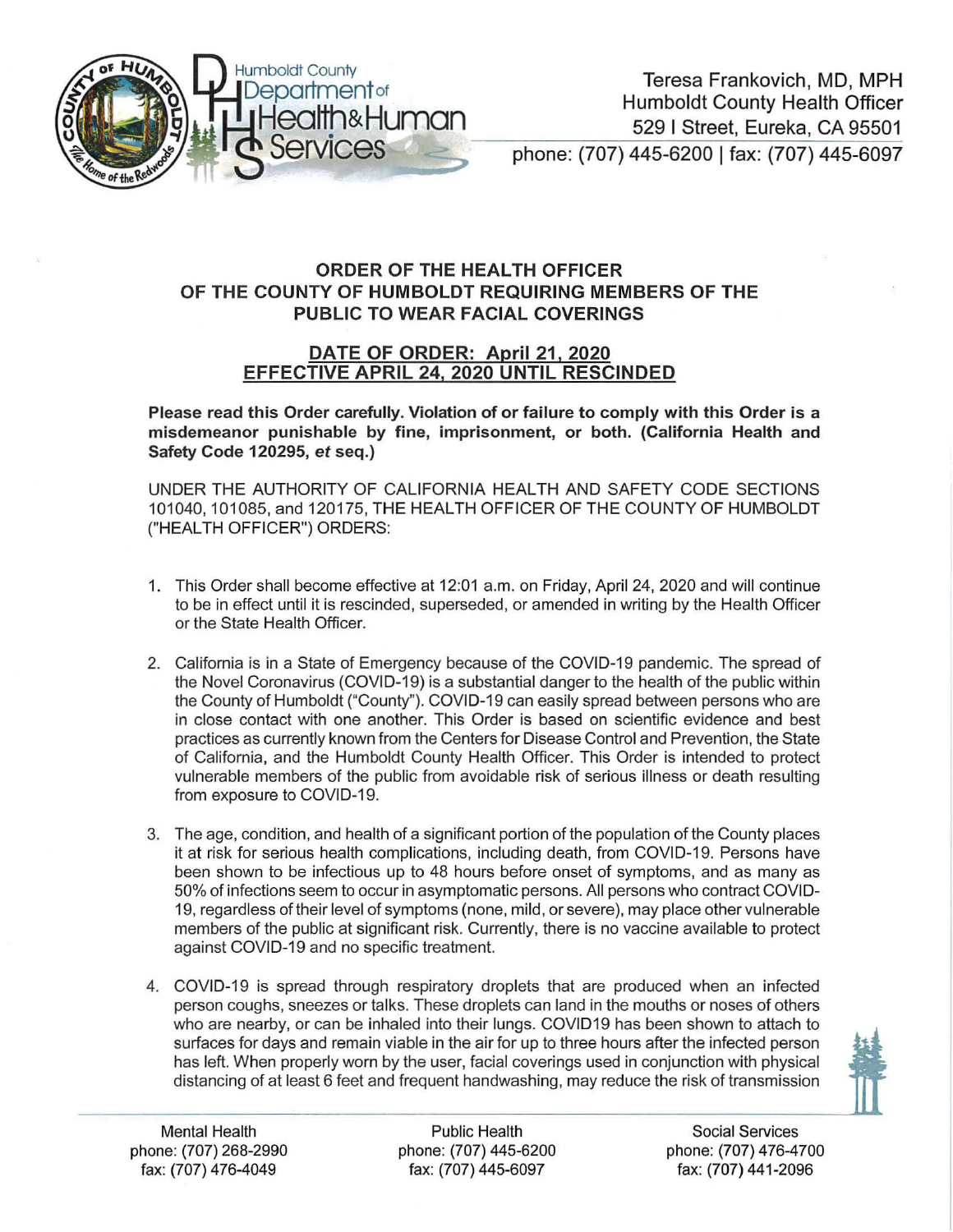Humboldt County Department of Health & Human Services

Teresa Frankovich, MD, MPH
Humboldt County Health Officer
529 I Street, Eureka, CA 95501
phone: (707) 445-6200 | fax: (707) 445-6097

# ORDER OF THE HEALTH OFFICER OF THE COUNTY OF HUMBOLDT REQUIRING MEMBERS OF THE PUBLIC TO WEAR FACIAL COVERINGS

## DATE OF ORDER: April 21, 2020
## EFFECTIVE APRIL 24, 2020 UNTIL RESCINDED

**Please read this Order carefully. Violation of or failure to comply with this Order is a misdemeanor punishable by fine, imprisonment, or both. (California Health and Safety Code 120295, *et* seq.)**

UNDER THE AUTHORITY OF CALIFORNIA HEALTH AND SAFETY CODE SECTIONS 101040, 101085, and 120175, THE HEALTH OFFICER OF THE COUNTY OF HUMBOLDT ("HEALTH OFFICER") ORDERS:

1. This Order shall become effective at 12:01 a.m. on Friday, April 24, 2020 and will continue to be in effect until it is rescinded, superseded, or amended in writing by the Health Officer or the State Health Officer.

2. California is in a State of Emergency because of the COVID-19 pandemic. The spread of the Novel Coronavirus (COVID-19) is a substantial danger to the health of the public within the County of Humboldt ("County"). COVID-19 can easily spread between persons who are in close contact with one another. This Order is based on scientific evidence and best practices as currently known from the Centers for Disease Control and Prevention, the State of California, and the Humboldt County Health Officer. This Order is intended to protect vulnerable members of the public from avoidable risk of serious illness or death resulting from exposure to COVID-19.

3. The age, condition, and health of a significant portion of the population of the County places it at risk for serious health complications, including death, from COVID-19. Persons have been shown to be infectious up to 48 hours before onset of symptoms, and as many as 50% of infections seem to occur in asymptomatic persons. All persons who contract COVID-19, regardless of their level of symptoms (none, mild, or severe), may place other vulnerable members of the public at significant risk. Currently, there is no vaccine available to protect against COVID-19 and no specific treatment.

4. COVID-19 is spread through respiratory droplets that are produced when an infected person coughs, sneezes or talks. These droplets can land in the mouths or noses of others who are nearby, or can be inhaled into their lungs. COVID19 has been shown to attach to surfaces for days and remain viable in the air for up to three hours after the infected person has left. When properly worn by the user, facial coverings used in conjunction with physical distancing of at least 6 feet and frequent handwashing, may reduce the risk of transmission

Mental Health
phone: (707) 268-2990
fax: (707) 476-4049

Public Health
phone: (707) 445-6200
fax: (707) 445-6097

Social Services
phone: (707) 476-4700
fax: (707) 441-2096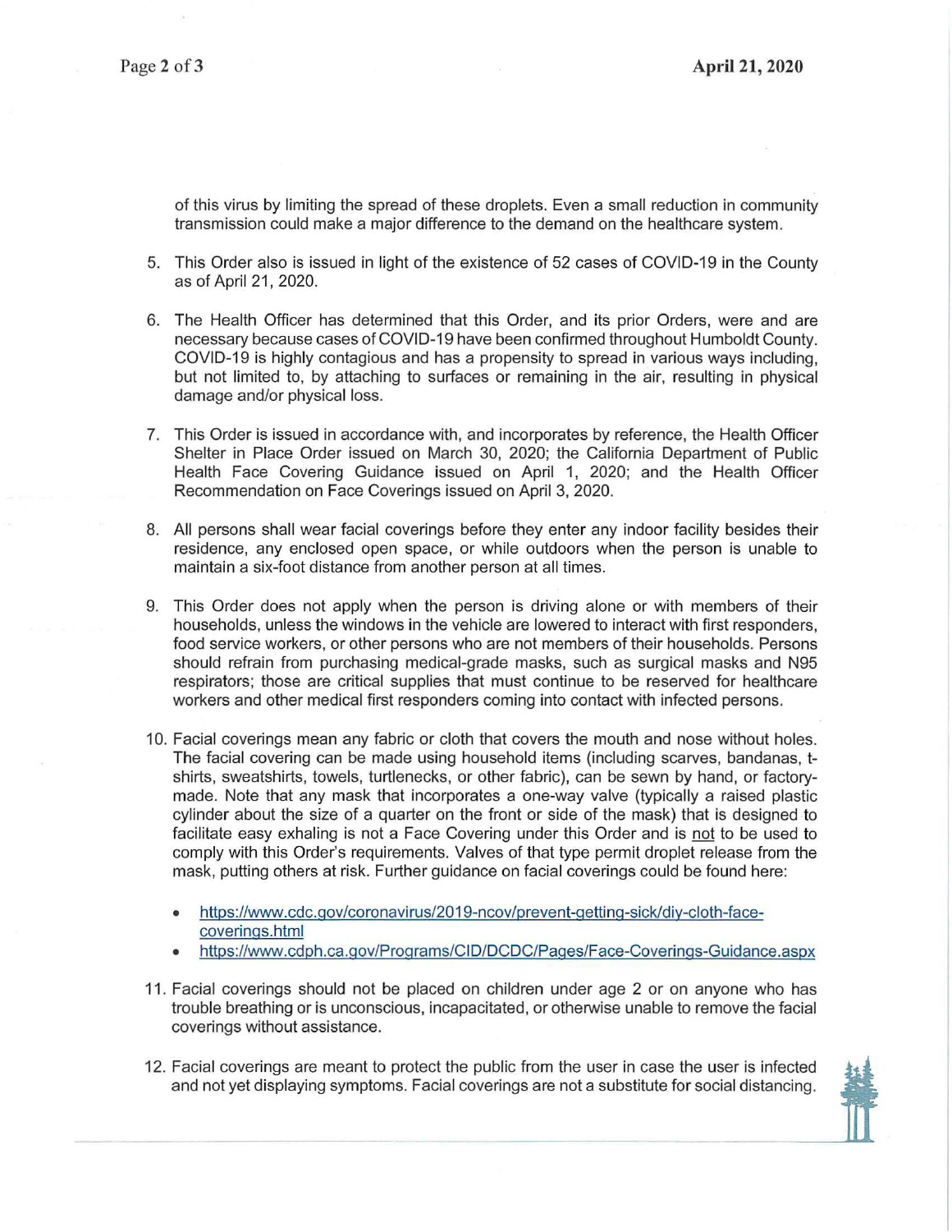of this virus by limiting the spread of these droplets. Even a small reduction in community transmission could make a major difference to the demand on the healthcare system.

5. This Order also is issued in light of the existence of 52 cases of COVID-19 in the County as of April 21, 2020.

6. The Health Officer has determined that this Order, and its prior Orders, were and are necessary because cases of COVID-19 have been confirmed throughout Humboldt County. COVID-19 is highly contagious and has a propensity to spread in various ways including, but not limited to, by attaching to surfaces or remaining in the air, resulting in physical damage and/or physical loss.

7. This Order is issued in accordance with, and incorporates by reference, the Health Officer Shelter in Place Order issued on March 30, 2020; the California Department of Public Health Face Covering Guidance issued on April 1, 2020; and the Health Officer Recommendation on Face Coverings issued on April 3, 2020.

8. All persons shall wear facial coverings before they enter any indoor facility besides their residence, any enclosed open space, or while outdoors when the person is unable to maintain a six-foot distance from another person at all times.

9. This Order does not apply when the person is driving alone or with members of their households, unless the windows in the vehicle are lowered to interact with first responders, food service workers, or other persons who are not members of their households. Persons should refrain from purchasing medical-grade masks, such as surgical masks and N95 respirators; those are critical supplies that must continue to be reserved for healthcare workers and other medical first responders coming into contact with infected persons.

10. Facial coverings mean any fabric or cloth that covers the mouth and nose without holes. The facial covering can be made using household items (including scarves, bandanas, t-shirts, sweatshirts, towels, turtlenecks, or other fabric), can be sewn by hand, or factory-made. Note that any mask that incorporates a one-way valve (typically a raised plastic cylinder about the size of a quarter on the front or side of the mask) that is designed to facilitate easy exhaling is not a Face Covering under this Order and is not to be used to comply with this Order's requirements. Valves of that type permit droplet release from the mask, putting others at risk. Further guidance on facial coverings could be found here:

    - https://www.cdc.gov/coronavirus/2019-ncov/prevent-getting-sick/diy-cloth-face-coverings.html
    - https://www.cdph.ca.gov/Programs/CID/DCDC/Pages/Face-Coverings-Guidance.aspx

11. Facial coverings should not be placed on children under age 2 or on anyone who has trouble breathing or is unconscious, incapacitated, or otherwise unable to remove the facial coverings without assistance.

12. Facial coverings are meant to protect the public from the user in case the user is infected and not yet displaying symptoms. Facial coverings are not a substitute for social distancing.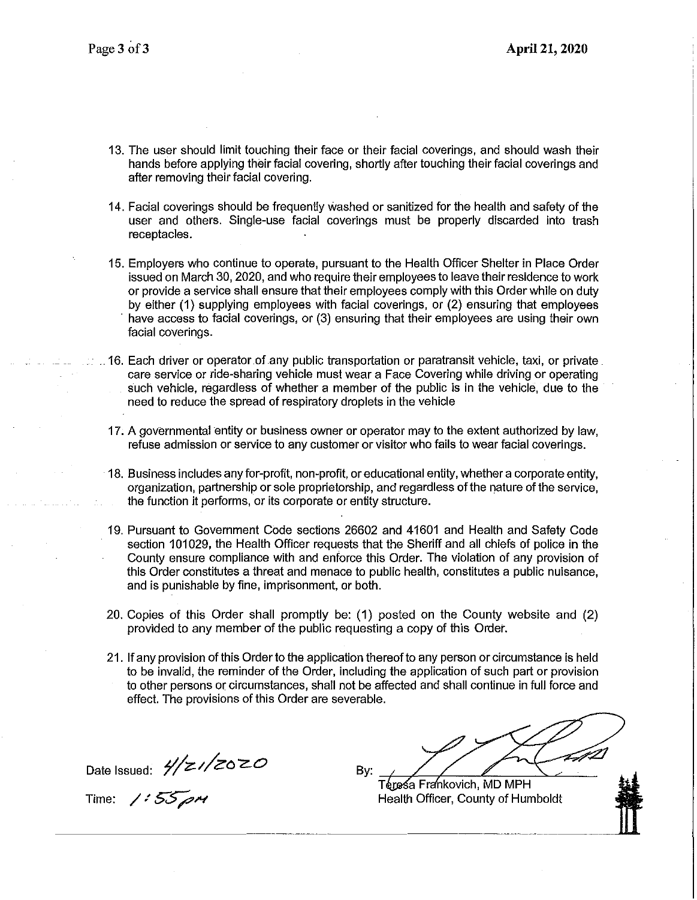13. The user should limit touching their face or their facial coverings, and should wash their hands before applying their facial covering, shortly after touching their facial coverings and after removing their facial covering.

14. Facial coverings should be frequently washed or sanitized for the health and safety of the user and others. Single-use facial coverings must be properly discarded into trash receptacles.

15. Employers who continue to operate, pursuant to the Health Officer Shelter in Place Order issued on March 30, 2020, and who require their employees to leave their residence to work or provide a service shall ensure that their employees comply with this Order while on duty by either (1) supplying employees with facial coverings, or (2) ensuring that employees have access to facial coverings, or (3) ensuring that their employees are using their own facial coverings.

16. Each driver or operator of any public transportation or paratransit vehicle, taxi, or private care service or ride-sharing vehicle must wear a Face Covering while driving or operating such vehicle, regardless of whether a member of the public is in the vehicle, due to the need to reduce the spread of respiratory droplets in the vehicle

17. A governmental entity or business owner or operator may to the extent authorized by law, refuse admission or service to any customer or visitor who fails to wear facial coverings.

18. Business includes any for-profit, non-profit, or educational entity, whether a corporate entity, organization, partnership or sole proprietorship, and regardless of the nature of the service, the function it performs, or its corporate or entity structure.

19. Pursuant to Government Code sections 26602 and 41601 and Health and Safety Code section 101029, the Health Officer requests that the Sheriff and all chiefs of police in the County ensure compliance with and enforce this Order. The violation of any provision of this Order constitutes a threat and menace to public health, constitutes a public nuisance, and is punishable by fine, imprisonment, or both.

20. Copies of this Order shall promptly be: (1) posted on the County website and (2) provided to any member of the public requesting a copy of this Order.

21. If any provision of this Order to the application thereof to any person or circumstance is held to be invalid, the reminder of the Order, including the application of such part or provision to other persons or circumstances, shall not be affected and shall continue in full force and effect. The provisions of this Order are severable.

Date Issued: 4/21/2020

Time: 1:55pm

By: [signature]

Teresa Frankovich, MD MPH
Health Officer, County of Humboldt